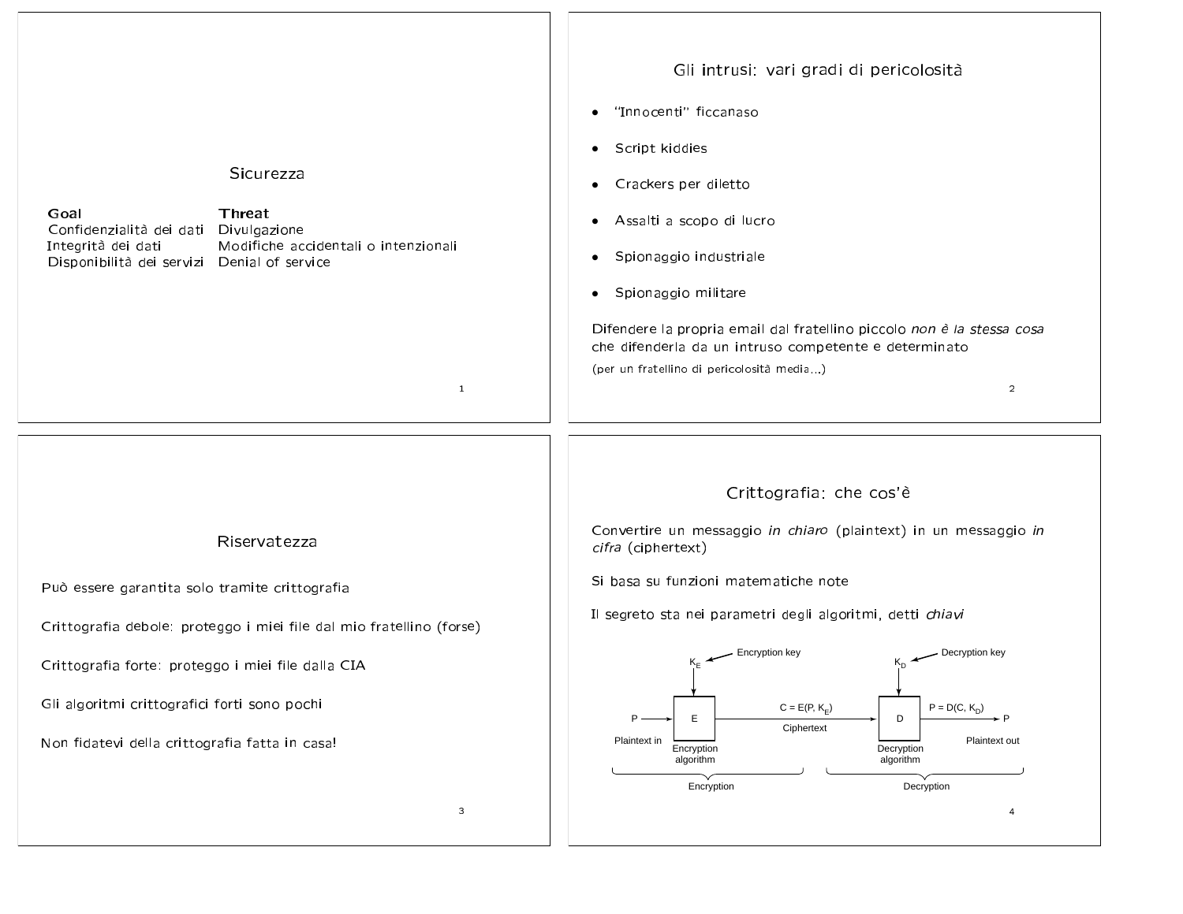# Sicurezza

| **Goal** | **Threat** |
| --- | --- |
| Confidenzialità dei dati | Divulgazione |
| Integrità dei dati | Modifiche accidentali o intenzionali |
| Disponibilità dei servizi | Denial of service |

## Gli intrusi: vari gradi di pericolosità

- "Innocenti" ficcanaso
- Script kiddies
- Crackers per diletto
- Assalti a scopo di lucro
- Spionaggio industriale
- Spionaggio militare

Difendere la propria email dal fratellino piccolo *non è la stessa cosa* che difenderla da un intruso competente e determinato

(per un fratellino di pericolosità media...)

# Riservatezza

Può essere garantita solo tramite crittografia

Crittografia debole: proteggo i miei file dal mio fratellino (forse)

Crittografia forte: proteggo i miei file dalla CIA

Gli algoritmi crittografici forti sono pochi

Non fidatevi della crittografia fatta in casa!

## Crittografia: che cos'è

Convertire un messaggio *in chiaro* (plaintext) in un messaggio *in cifra* (ciphertext)

Si basa su funzioni matematiche note

Il segreto sta nei parametri degli algoritmi, detti *chiavi*

Encryption key $K_E$ → E (Encryption algorithm); P (Plaintext in) → E → $C = E(P, K_E)$ (Ciphertext) → D (Decryption algorithm) → $P = D(C, K_D)$ → P (Plaintext out); Decryption key $K_D$ → D

Encryption | Decryption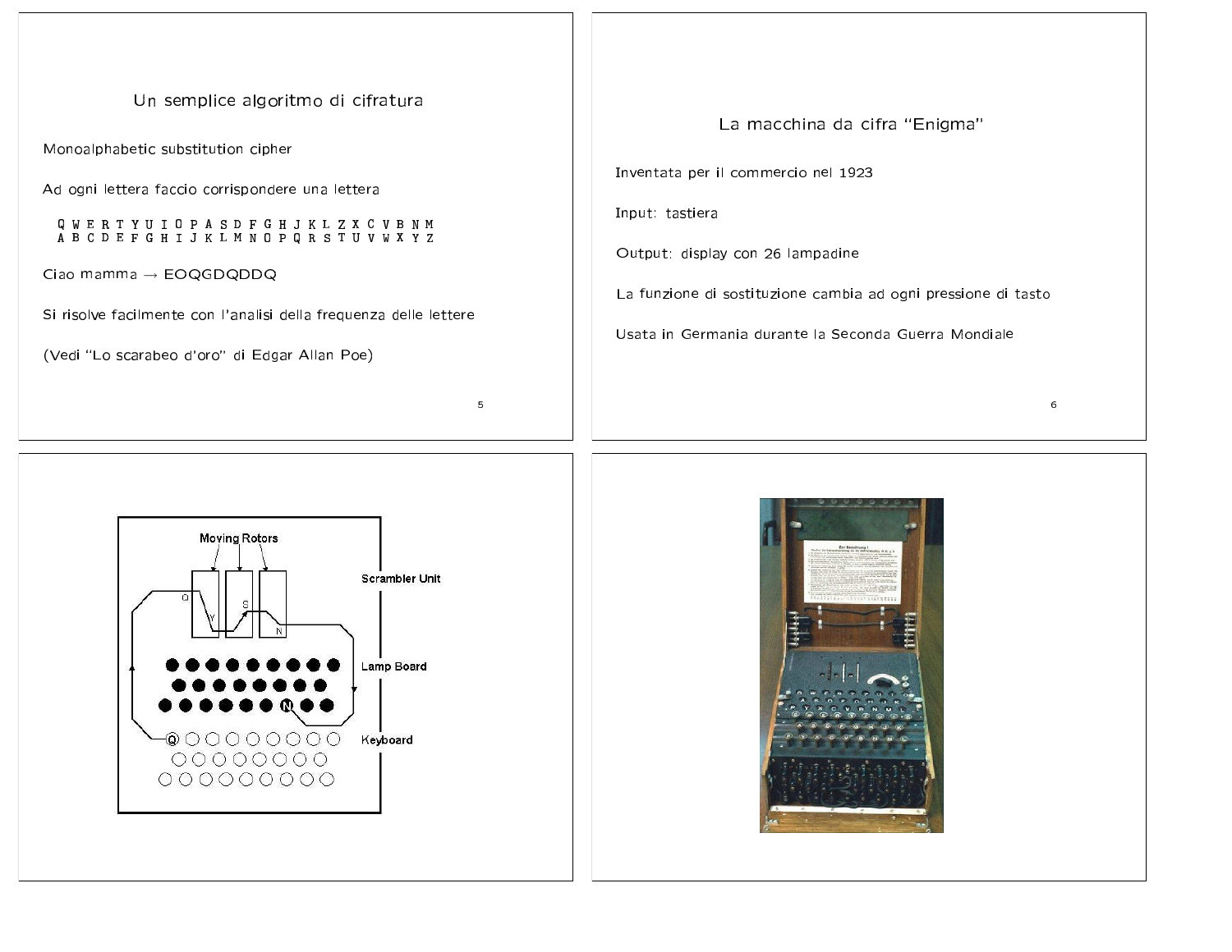## Un semplice algoritmo di cifratura

Monoalphabetic substitution cipher

Ad ogni lettera faccio corrispondere una lettera

```
Q W E R T Y U I O P A S D F G H J K L Z X C V B N M
A B C D E F G H I J K L M N O P Q R S T U V W X Y Z
```

Ciao mamma → EOQGDQDDQ

Si risolve facilmente con l'analisi della frequenza delle lettere

(Vedi "Lo scarabeo d'oro" di Edgar Allan Poe)

## La macchina da cifra "Enigma"

Inventata per il commercio nel 1923

Input: tastiera

Output: display con 26 lampadine

La funzione di sostituzione cambia ad ogni pressione di tasto

Usata in Germania durante la Seconda Guerra Mondiale

Moving Rotors

Scrambler Unit

Lamp Board

Keyboard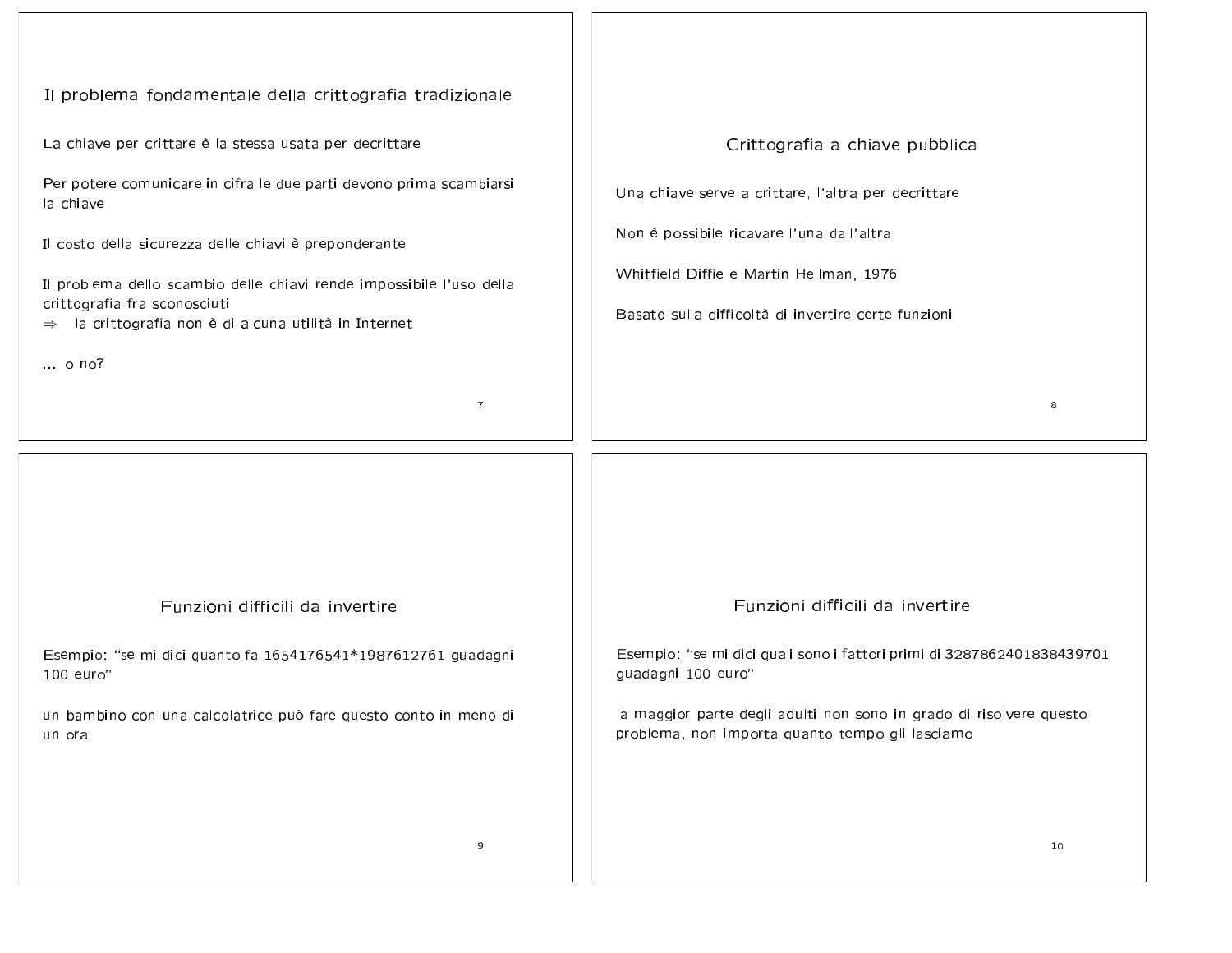## Il problema fondamentale della crittografia tradizionale

La chiave per crittare è la stessa usata per decrittare

Per potere comunicare in cifra le due parti devono prima scambiarsi la chiave

Il costo della sicurezza delle chiavi è preponderante

Il problema dello scambio delle chiavi rende impossibile l'uso della crittografia fra sconosciuti
$\Rightarrow$ la crittografia non è di alcuna utilità in Internet

... o no?

## Crittografia a chiave pubblica

Una chiave serve a crittare, l'altra per decrittare

Non è possibile ricavare l'una dall'altra

Whitfield Diffie e Martin Hellman, 1976

Basato sulla difficoltà di invertire certe funzioni

## Funzioni difficili da invertire

Esempio: "se mi dici quanto fa 1654176541*1987612761 guadagni 100 euro"

un bambino con una calcolatrice può fare questo conto in meno di un ora

## Funzioni difficili da invertire

Esempio: "se mi dici quali sono i fattori primi di 3287862401838439701 guadagni 100 euro"

la maggior parte degli adulti non sono in grado di risolvere questo problema, non importa quanto tempo gli lasciamo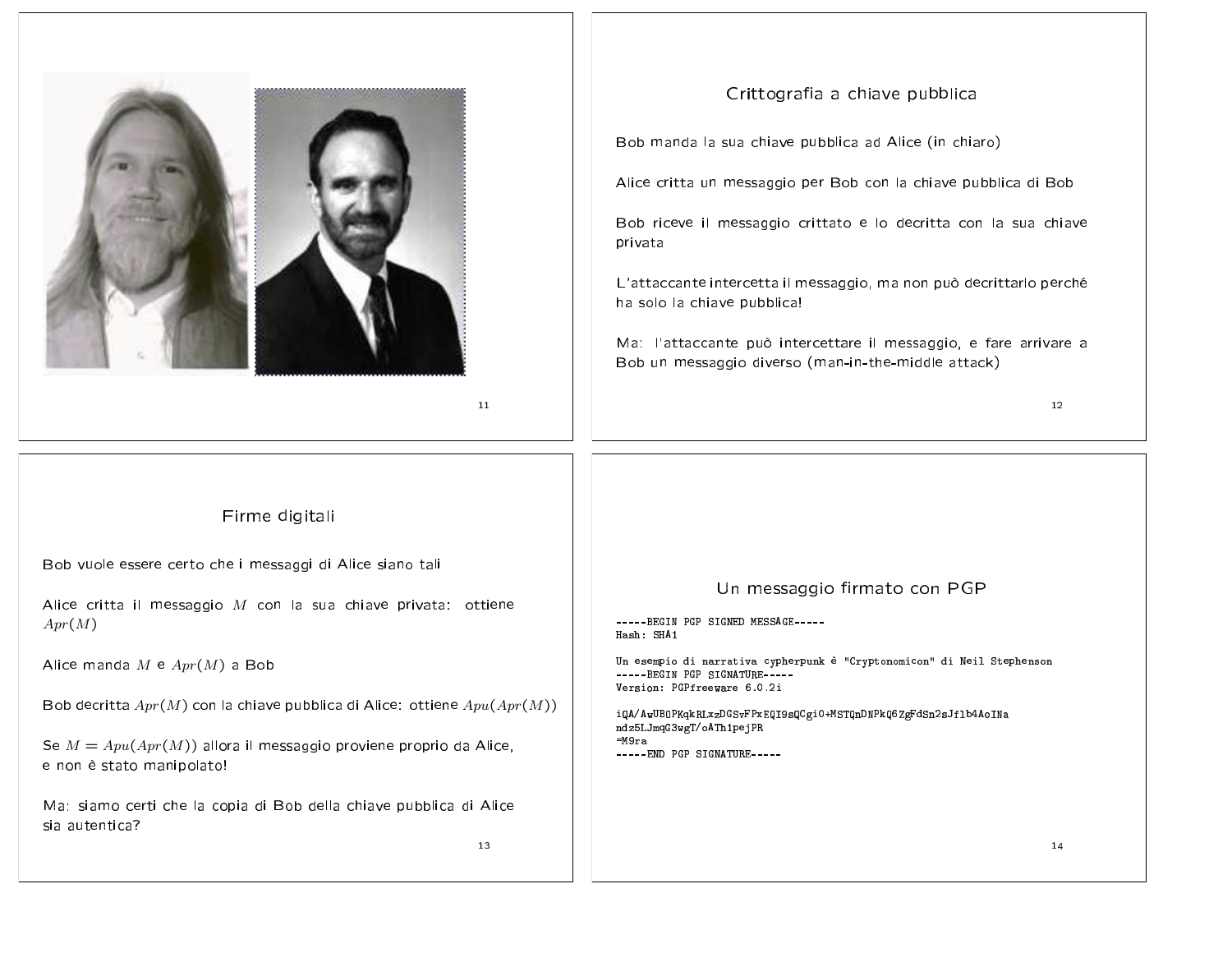## Crittografia a chiave pubblica

Bob manda la sua chiave pubblica ad Alice (in chiaro)

Alice critta un messaggio per Bob con la chiave pubblica di Bob

Bob riceve il messaggio crittato e lo decritta con la sua chiave privata

L'attaccante intercetta il messaggio, ma non può decrittarlo perché ha solo la chiave pubblica!

Ma: l'attaccante può intercettare il messaggio, e fare arrivare a Bob un messaggio diverso (man-in-the-middle attack)

## Firme digitali

Bob vuole essere certo che i messaggi di Alice siano tali

Alice critta il messaggio $M$ con la sua chiave privata: ottiene $Apr(M)$

Alice manda $M$ e $Apr(M)$ a Bob

Bob decritta $Apr(M)$ con la chiave pubblica di Alice: ottiene $Apu(Apr(M))$

Se $M = Apu(Apr(M))$ allora il messaggio proviene proprio da Alice, e non è stato manipolato!

Ma: siamo certi che la copia di Bob della chiave pubblica di Alice sia autentica?

## Un messaggio firmato con PGP

```
-----BEGIN PGP SIGNED MESSAGE-----
Hash: SHA1

Un esempio di narrativa cypherpunk è "Cryptonomicon" di Neil Stephenson
-----BEGIN PGP SIGNATURE-----
Version: PGPfreeware 6.0.2i

iQA/AwUBOPKqkRLxzDGSvFPxEQI9sQCgi0+MSTQnDNPkQ6ZgFdSn2sJflb4AoINa
ndz5LJmqG3wgT/oATh1pejPR
=M9ra
-----END PGP SIGNATURE-----
```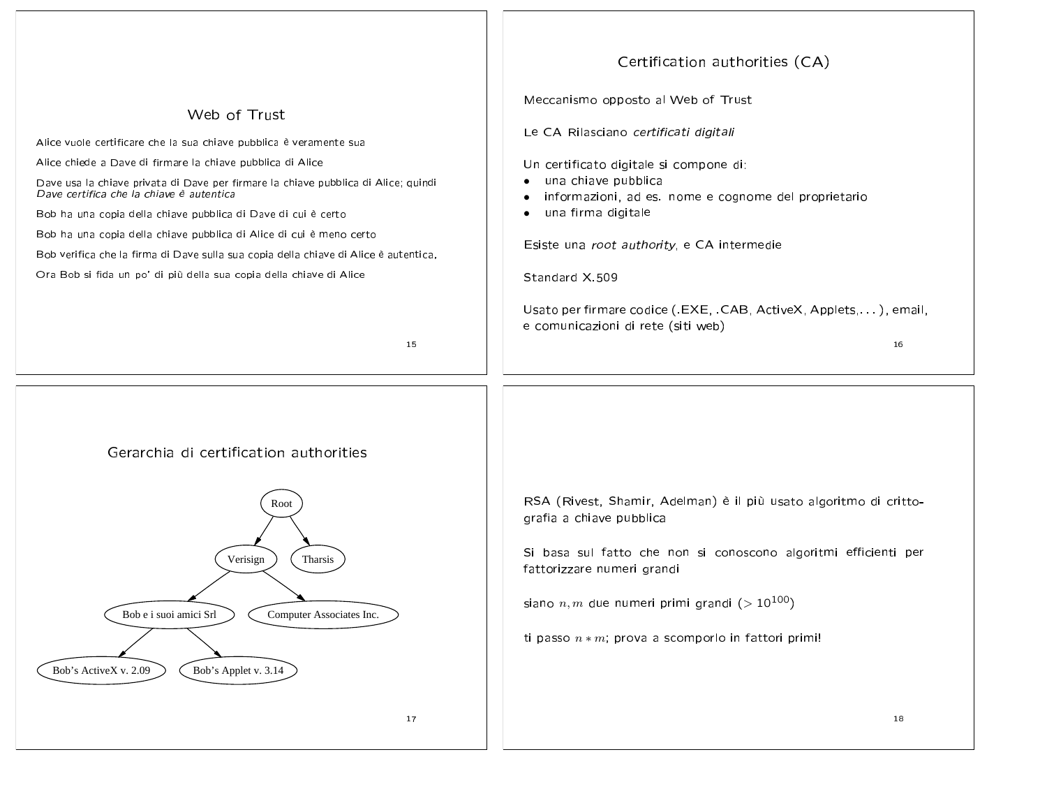## Web of Trust

Alice vuole certificare che la sua chiave pubblica è veramente sua

Alice chiede a Dave di firmare la chiave pubblica di Alice

Dave usa la chiave privata di Dave per firmare la chiave pubblica di Alice; quindi *Dave certifica che la chiave è autentica*

Bob ha una copia della chiave pubblica di Dave di cui è certo

Bob ha una copia della chiave pubblica di Alice di cui è meno certo

Bob verifica che la firma di Dave sulla sua copia della chiave di Alice è autentica,

Ora Bob si fida un po' di più della sua copia della chiave di Alice

## Certification authorities (CA)

Meccanismo opposto al Web of Trust

Le CA Rilasciano *certificati digitali*

Un certificato digitale si compone di:

- una chiave pubblica
- informazioni, ad es. nome e cognome del proprietario
- una firma digitale

Esiste una *root authority*, e CA intermedie

Standard X.509

Usato per firmare codice (.EXE, .CAB, ActiveX, Applets,...), email, e comunicazioni di rete (siti web)

## Gerarchia di certification authorities

- Root
  - Verisign
    - Bob e i suoi amici Srl
      - Bob's ActiveX v. 2.09
      - Bob's Applet v. 3.14
    - Computer Associates Inc.
  - Tharsis

RSA (Rivest, Shamir, Adelman) è il più usato algoritmo di crittografia a chiave pubblica

Si basa sul fatto che non si conoscono algoritmi efficienti per fattorizzare numeri grandi

siano $n, m$ due numeri primi grandi ($> 10^{100}$)

ti passo $n * m$; prova a scomporlo in fattori primi!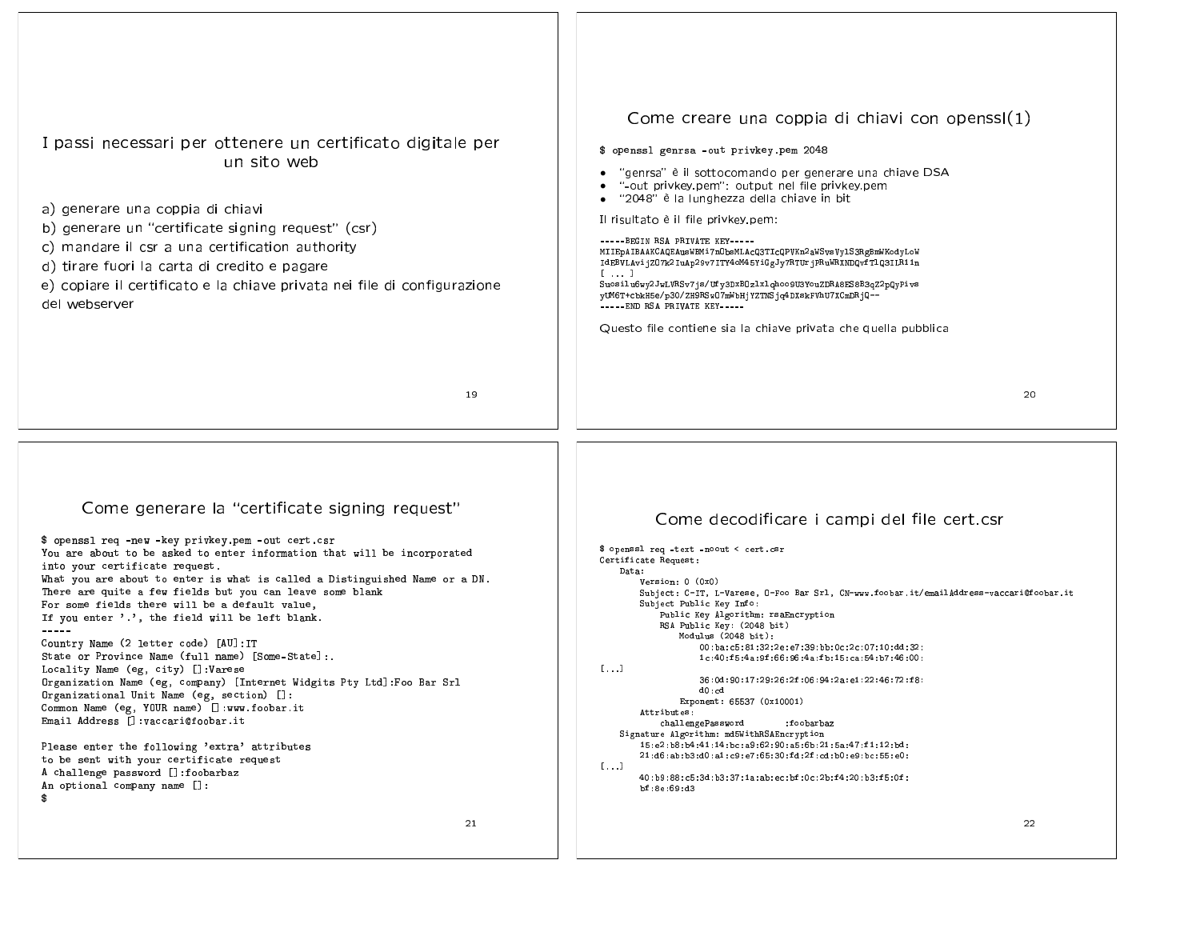## I passi necessari per ottenere un certificato digitale per un sito web

a) generare una coppia di chiavi
b) generare un "certificate signing request" (csr)
c) mandare il csr a una certification authority
d) tirare fuori la carta di credito e pagare
e) copiare il certificato e la chiave privata nei file di configurazione del webserver

## Come creare una coppia di chiavi con openssl(1)

```
$ openssl genrsa -out privkey.pem 2048
```

- "genrsa" è il sottocomando per generare una chiave DSA
- "-out privkey.pem": output nel file privkey.pem
- "2048" è la lunghezza della chiave in bit

Il risultato è il file privkey.pem:

```
-----BEGIN RSA PRIVATE KEY-----
MIIEpAIBAAKCAQEAusWBMi7nObsMLAcQ3TIcQPVKn2aWSvsVylS3RgBmWKodyLoW
IdEBVLAvijZO7k2IuAp29v7ITY4oM45YiGgJy7RTUrjPRuWRXNDQvfT1Q3IlR11n
[ ... ]
Suosilu6wy2JwLVRSv7js/Ufy3DxBOzlxlqhoo9U3YouZDRA8ES8B3qZ2pQyPivs
yUM6T+cbkH5e/p30/ZH9RSwO7mWbHjYZTNSjq4DXskFVhU7XCmDRjQ--
-----END RSA PRIVATE KEY-----
```

Questo file contiene sia la chiave privata che quella pubblica

## Come generare la "certificate signing request"

```
$ openssl req -new -key privkey.pem -out cert.csr
You are about to be asked to enter information that will be incorporated
into your certificate request.
What you are about to enter is what is called a Distinguished Name or a DN.
There are quite a few fields but you can leave some blank
For some fields there will be a default value,
If you enter '.', the field will be left blank.
-----
Country Name (2 letter code) [AU]:IT
State or Province Name (full name) [Some-State]:.
Locality Name (eg, city) []:Varese
Organization Name (eg, company) [Internet Widgits Pty Ltd]:Foo Bar Srl
Organizational Unit Name (eg, section) []:
Common Name (eg, YOUR name) []:www.foobar.it
Email Address []:vaccari@foobar.it

Please enter the following 'extra' attributes
to be sent with your certificate request
A challenge password []:foobarbaz
An optional company name []:
$
```

## Come decodificare i campi del file cert.csr

```
$ openssl req -text -noout < cert.csr
Certificate Request:
    Data:
        Version: 0 (0x0)
        Subject: C=IT, L=Varese, O=Foo Bar Srl, CN=www.foobar.it/emailAddress=vaccari@foobar.it
        Subject Public Key Info:
            Public Key Algorithm: rsaEncryption
            RSA Public Key: (2048 bit)
                Modulus (2048 bit):
                    00:ba:c5:81:32:2e:e7:39:bb:0c:2c:07:10:dd:32:
                    1c:40:f5:4a:9f:66:96:4a:fb:15:ca:54:b7:46:00:
[...]
                    36:0d:90:17:29:26:2f:06:94:2a:e1:22:46:72:f8:
                    d0:cd
                Exponent: 65537 (0x10001)
        Attributes:
            challengePassword        :foobarbaz
    Signature Algorithm: md5WithRSAEncryption
        15:e2:b8:b4:41:14:bc:a9:62:90:a5:6b:21:5a:47:f1:12:b4:
        21:d6:ab:b3:d0:a1:c9:e7:65:30:fd:2f:cd:b0:e9:bc:55:e0:
[...]
        40:b9:88:c5:3d:b3:37:1a:ab:ec:bf:0c:2b:f4:20:b3:f5:0f:
        bf:8e:69:d3
```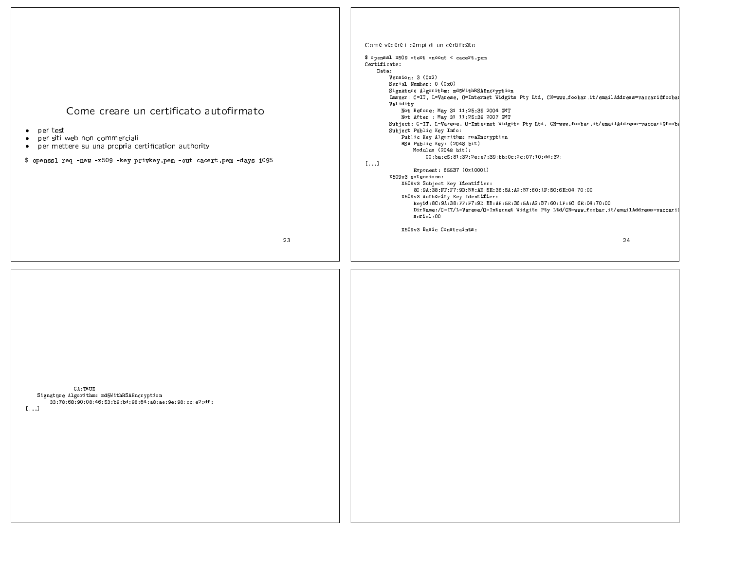## Come creare un certificato autofirmato

- per test
- per siti web non commerciali
- per mettere su una propria certification authority

```
$ openssl req -new -x509 -key privkey.pem -out cacert.pem -days 1095
```

Come vedere i campi di un certificato

```
$ openssl x509 -text -noout < cacert.pem
Certificate:
    Data:
        Version: 3 (0x2)
        Serial Number: 0 (0x0)
        Signature Algorithm: md5WithRSAEncryption
        Issuer: C=IT, L=Varese, O=Internet Widgits Pty Ltd, CN=www.foobar.it/emailAddress=vaccari@foobar
        Validity
            Not Before: May 31 11:25:39 2004 GMT
            Not After : May 31 11:25:39 2007 GMT
        Subject: C=IT, L=Varese, O=Internet Widgits Pty Ltd, CN=www.foobar.it/emailAddress=vaccari@fooba
        Subject Public Key Info:
            Public Key Algorithm: rsaEncryption
            RSA Public Key: (2048 bit)
                Modulus (2048 bit):
                    00:ba:c5:81:32:2e:e7:39:bb:0c:2c:07:10:dd:32:
[...]
                Exponent: 65537 (0x10001)
        X509v3 extensions:
            X509v3 Subject Key Identifier:
                8C:9A:38:FF:F7:9D:BB:AE:5E:36:5A:A2:B7:60:1F:5C:6E:04:70:00
            X509v3 Authority Key Identifier:
                keyid:8C:9A:38:FF:F7:9D:BB:AE:5E:36:5A:A2:B7:60:1F:5C:6E:04:70:00
                DirName:/C=IT/L=Varese/O=Internet Widgits Pty Ltd/CN=www.foobar.it/emailAddress=vaccari@
                serial:00

            X509v3 Basic Constraints:
                CA:TRUE
    Signature Algorithm: md5WithRSAEncryption
        33:78:68:90:08:46:53:b9:b4:98:64:a8:ae:9e:98:cc:e2:df:
[...]
```